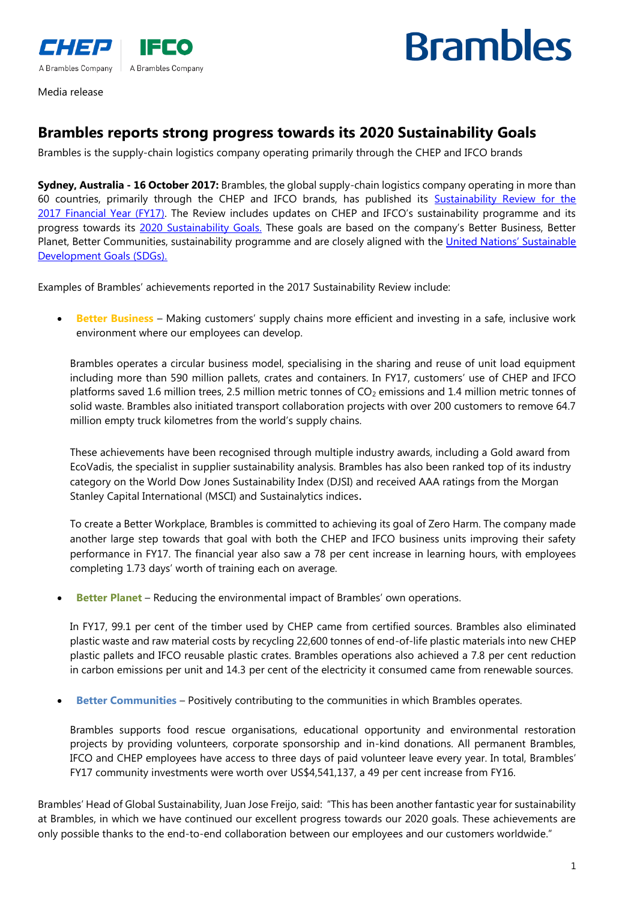Media release

# Brambles reports strong progress towards its 2020 Sustainability Goals

Brambles is the supply-chain logistics company operating primarily through the CHEP and IFCO brands

**Sydney, Australia - 16 October 2017:** Brambles, the global supply-chain logistics company operating in more than 60 countries, primarily through the CHEP and IFCO brands, has published its Sustainability Review for the 2017 Financial Year (FY17). The Review includes updates on CHEP and IFCO's sustainability programme and its progress towards its 2020 Sustainability Goals. These goals are based on the company's Better Business, Better Planet, Better Communities, sustainability programme and are closely aligned with the United Nations' Sustainable Development Goals (SDGs).

Examples of Brambles' achievements reported in the 2017 Sustainability Review include:

- **Better Business** – Making customers' supply chains more efficient and investing in a safe, inclusive work environment where our employees can develop.

  Brambles operates a circular business model, specialising in the sharing and reuse of unit load equipment including more than 590 million pallets, crates and containers. In FY17, customers' use of CHEP and IFCO platforms saved 1.6 million trees, 2.5 million metric tonnes of $CO_2$ emissions and 1.4 million metric tonnes of solid waste. Brambles also initiated transport collaboration projects with over 200 customers to remove 64.7 million empty truck kilometres from the world's supply chains.

  These achievements have been recognised through multiple industry awards, including a Gold award from EcoVadis, the specialist in supplier sustainability analysis. Brambles has also been ranked top of its industry category on the World Dow Jones Sustainability Index (DJSI) and received AAA ratings from the Morgan Stanley Capital International (MSCI) and Sustainalytics indices.

  To create a Better Workplace, Brambles is committed to achieving its goal of Zero Harm. The company made another large step towards that goal with both the CHEP and IFCO business units improving their safety performance in FY17. The financial year also saw a 78 per cent increase in learning hours, with employees completing 1.73 days' worth of training each on average.

- **Better Planet** – Reducing the environmental impact of Brambles' own operations.

  In FY17, 99.1 per cent of the timber used by CHEP came from certified sources. Brambles also eliminated plastic waste and raw material costs by recycling 22,600 tonnes of end-of-life plastic materials into new CHEP plastic pallets and IFCO reusable plastic crates. Brambles operations also achieved a 7.8 per cent reduction in carbon emissions per unit and 14.3 per cent of the electricity it consumed came from renewable sources.

- **Better Communities** – Positively contributing to the communities in which Brambles operates.

  Brambles supports food rescue organisations, educational opportunity and environmental restoration projects by providing volunteers, corporate sponsorship and in-kind donations. All permanent Brambles, IFCO and CHEP employees have access to three days of paid volunteer leave every year. In total, Brambles' FY17 community investments were worth over US$4,541,137, a 49 per cent increase from FY16.

Brambles' Head of Global Sustainability, Juan Jose Freijo, said: "This has been another fantastic year for sustainability at Brambles, in which we have continued our excellent progress towards our 2020 goals. These achievements are only possible thanks to the end-to-end collaboration between our employees and our customers worldwide."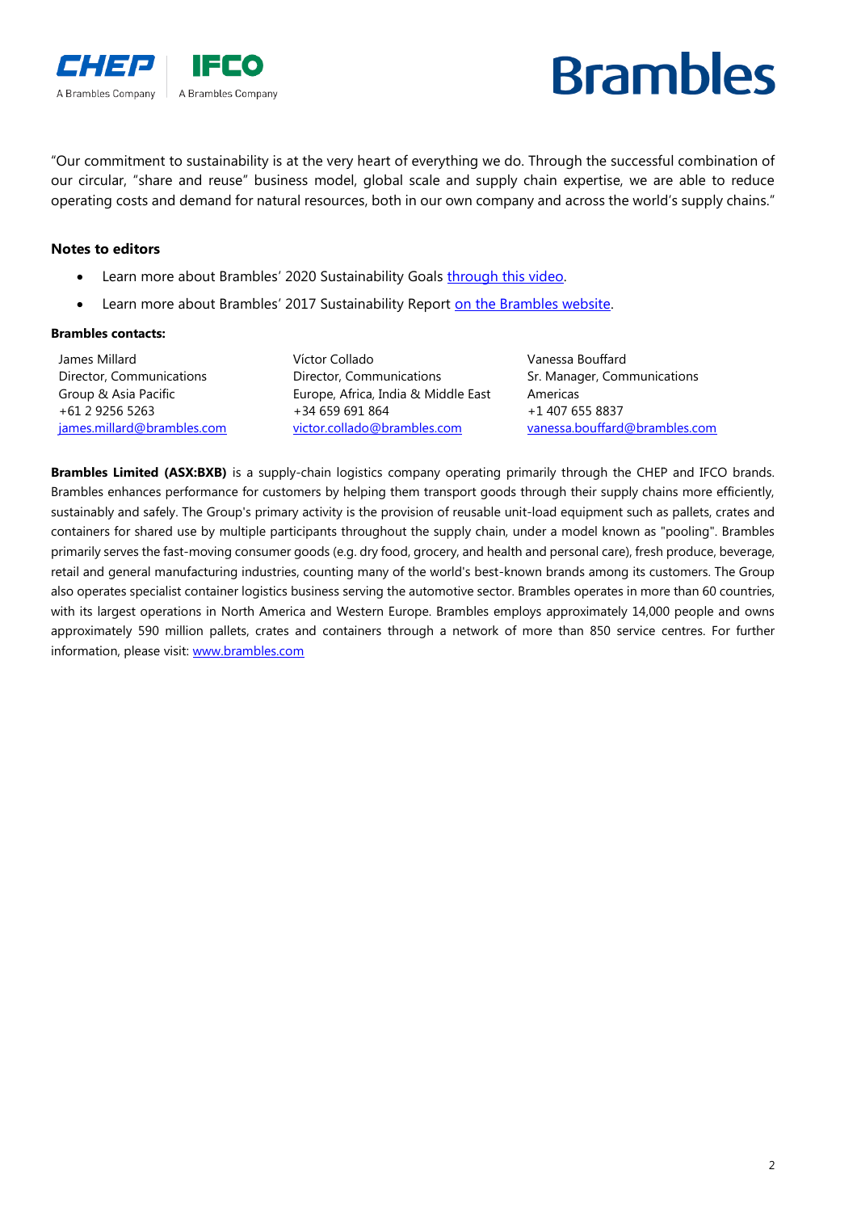"Our commitment to sustainability is at the very heart of everything we do. Through the successful combination of our circular, "share and reuse" business model, global scale and supply chain expertise, we are able to reduce operating costs and demand for natural resources, both in our own company and across the world's supply chains."

### Notes to editors

- Learn more about Brambles' 2020 Sustainability Goals through this video.
- Learn more about Brambles' 2017 Sustainability Report on the Brambles website.

**Brambles contacts:**

| | | |
|---|---|---|
| James Millard<br>Director, Communications<br>Group & Asia Pacific<br>+61 2 9256 5263<br>james.millard@brambles.com | Víctor Collado<br>Director, Communications<br>Europe, Africa, India & Middle East<br>+34 659 691 864<br>victor.collado@brambles.com | Vanessa Bouffard<br>Sr. Manager, Communications<br>Americas<br>+1 407 655 8837<br>vanessa.bouffard@brambles.com |

**Brambles Limited (ASX:BXB)** is a supply-chain logistics company operating primarily through the CHEP and IFCO brands. Brambles enhances performance for customers by helping them transport goods through their supply chains more efficiently, sustainably and safely. The Group's primary activity is the provision of reusable unit-load equipment such as pallets, crates and containers for shared use by multiple participants throughout the supply chain, under a model known as "pooling". Brambles primarily serves the fast-moving consumer goods (e.g. dry food, grocery, and health and personal care), fresh produce, beverage, retail and general manufacturing industries, counting many of the world's best-known brands among its customers. The Group also operates specialist container logistics business serving the automotive sector. Brambles operates in more than 60 countries, with its largest operations in North America and Western Europe. Brambles employs approximately 14,000 people and owns approximately 590 million pallets, crates and containers through a network of more than 850 service centres. For further information, please visit: www.brambles.com